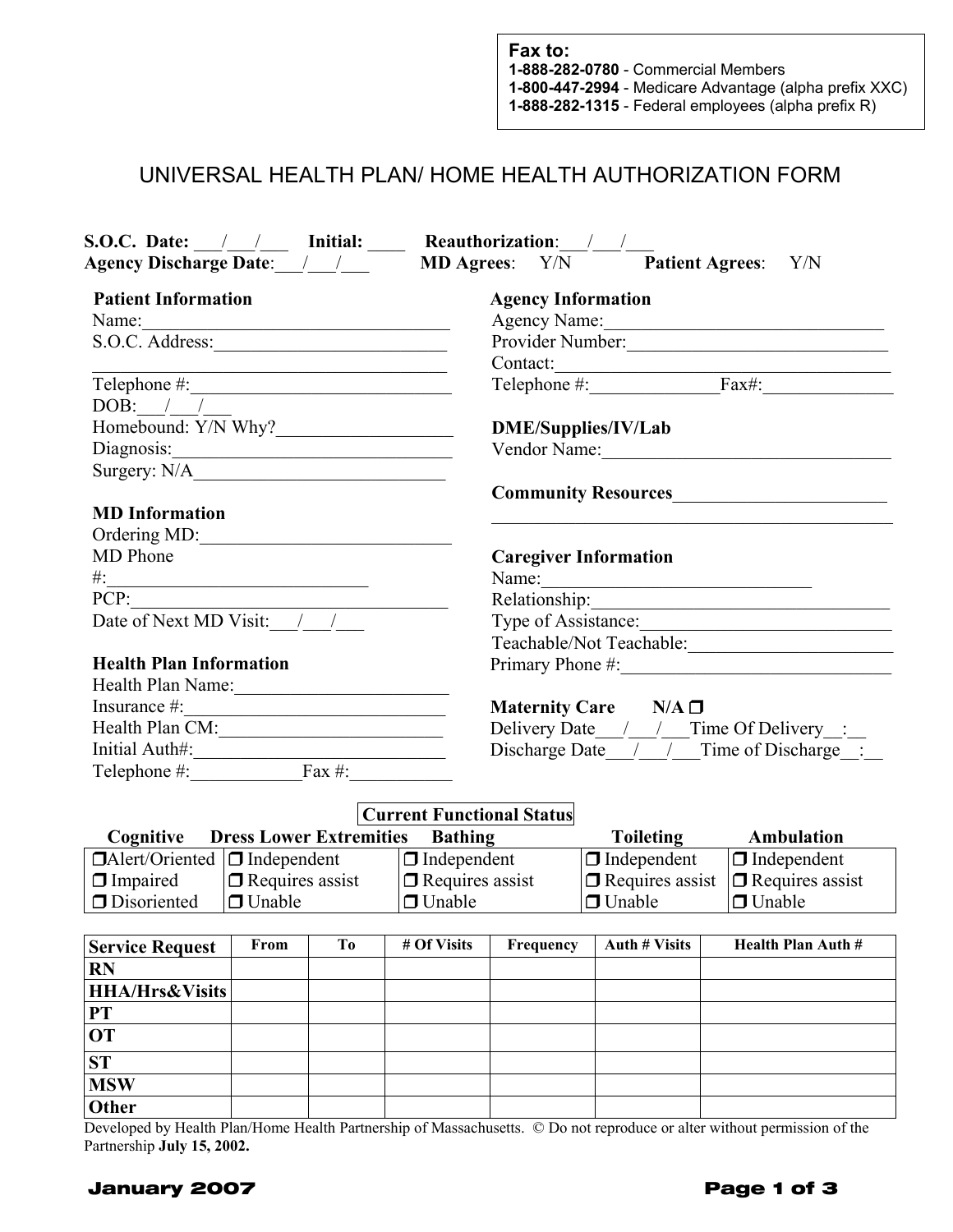**Fax to:**
**1-888-282-0780** - Commercial Members
**1-800-447-2994** - Medicare Advantage (alpha prefix XXC)
**1-888-282-1315** - Federal employees (alpha prefix R)

# UNIVERSAL HEALTH PLAN/ HOME HEALTH AUTHORIZATION FORM

**S.O.C. Date:** ___/___/___ **Initial:** ____ **Reauthorization**:___/___/___
**Agency Discharge Date**:___/___/___ **MD Agrees**: Y/N **Patient Agrees**: Y/N

### Patient Information

Name:________________________________
S.O.C. Address:________________________
________________________________
Telephone #:___________________________
DOB:___/___/___
Homebound: Y/N Why?__________________
Diagnosis:_____________________________
Surgery: N/A___________________________

### MD Information

Ordering MD:__________________________
MD Phone #:___________________________
PCP:_________________________________
Date of Next MD Visit:___/___/___

### Health Plan Information

Health Plan Name:______________________
Insurance #:___________________________
Health Plan CM:________________________
Initial Auth#:__________________________
Telephone #:___________Fax #:__________

### Agency Information

Agency Name:_____________________________
Provider Number:__________________________
Contact:_________________________________
Telephone #:______________Fax#:______________

### DME/Supplies/IV/Lab

Vendor Name:_______________________________

### Community Resources_______________________

________________________________

### Caregiver Information

Name:____________________________
Relationship:_______________________________
Type of Assistance:__________________________
Teachable/Not Teachable:_____________________
Primary Phone #:____________________________

### Maternity Care N/A ❒

Delivery Date___/___/___Time Of Delivery__:__
Discharge Date___/___/___Time of Discharge__:__

**Current Functional Status**

| Cognitive | Dress Lower Extremities | Bathing | Toileting | Ambulation |
|---|---|---|---|---|
| ❒ Alert/Oriented | ❒ Independent | ❒ Independent | ❒ Independent | ❒ Independent |
| ❒ Impaired | ❒ Requires assist | ❒ Requires assist | ❒ Requires assist | ❒ Requires assist |
| ❒ Disoriented | ❒ Unable | ❒ Unable | ❒ Unable | ❒ Unable |

| Service Request | From | To | # Of Visits | Frequency | Auth # Visits | Health Plan Auth # |
|---|---|---|---|---|---|---|
| RN | | | | | | |
| HHA/Hrs&Visits | | | | | | |
| PT | | | | | | |
| OT | | | | | | |
| ST | | | | | | |
| MSW | | | | | | |
| Other | | | | | | |

Developed by Health Plan/Home Health Partnership of Massachusetts. © Do not reproduce or alter without permission of the Partnership **July 15, 2002.**

**January 2007**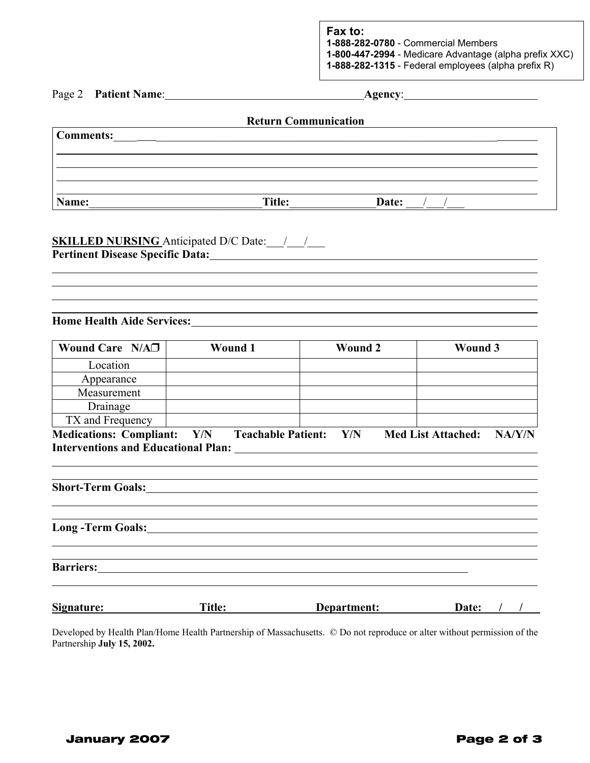**Fax to:**
**1-888-282-0780** - Commercial Members
**1-800-447-2994** - Medicare Advantage (alpha prefix XXC)
**1-888-282-1315** - Federal employees (alpha prefix R)

Page 2 **Patient Name**:____________________________________ **Agency**:________________________

**Return Communication**

**Comments:**______________________________________________________________________

_____________________________________________________________________________

_____________________________________________________________________________

_____________________________________________________________________________

**Name:**______________________________ **Title:**_______________ **Date:** ___/___/___

**SKILLED NURSING** Anticipated D/C Date:___/___/___
**Pertinent Disease Specific Data:**______________________________________________________

_____________________________________________________________________________

_____________________________________________________________________________

_____________________________________________________________________________

_____________________________________________________________________________

**Home Health Aide Services:**___________________________________________________________

| **Wound Care N/A❒** | **Wound 1** | **Wound 2** | **Wound 3** |
|---|---|---|---|
| Location | | | |
| Appearance | | | |
| Measurement | | | |
| Drainage | | | |
| TX and Frequency | | | |

**Medications: Compliant: Y/N Teachable Patient: Y/N Med List Attached: NA/Y/N**
**Interventions and Educational Plan:** ______________________________________________________

_____________________________________________________________________________

_____________________________________________________________________________

**Short-Term Goals:**_________________________________________________________________

_____________________________________________________________________________

_____________________________________________________________________________

**Long -Term Goals:**_________________________________________________________________

_____________________________________________________________________________

_____________________________________________________________________________

**Barriers:**_____________________________________________________________________

_____________________________________________________________________________

**Signature:** ________________ **Title:** ________________ **Department:** ________________ **Date:** ___/___/___

Developed by Health Plan/Home Health Partnership of Massachusetts. © Do not reproduce or alter without permission of the Partnership **July 15, 2002.**

**January 2007**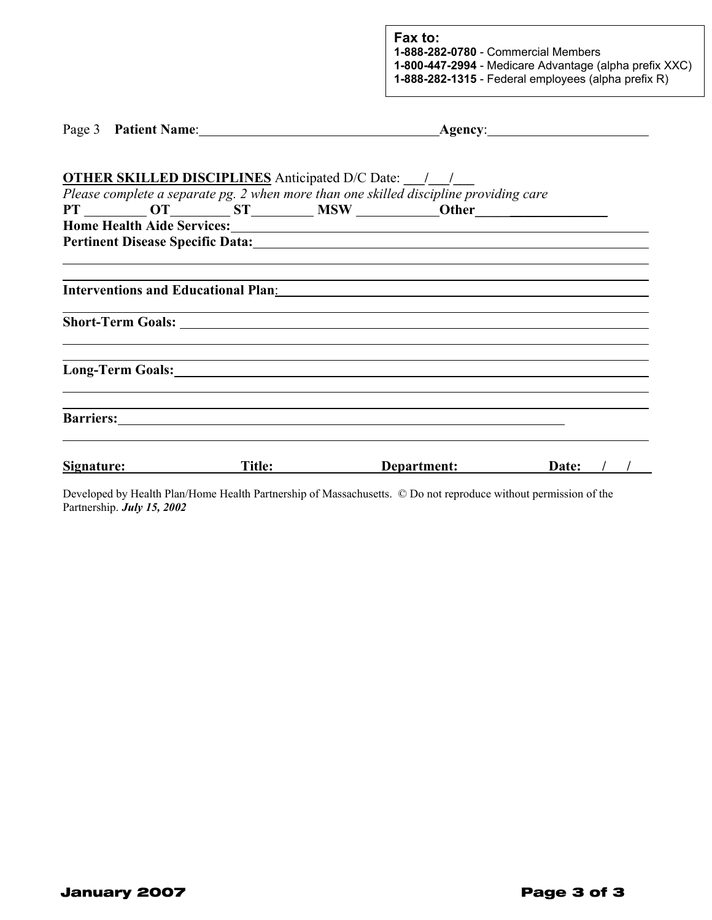**Fax to:**
**1-888-282-0780** - Commercial Members
**1-800-447-2994** - Medicare Advantage (alpha prefix XXC)
**1-888-282-1315** - Federal employees (alpha prefix R)

Page 3 **Patient Name**:________________________________**Agency**:______________________

**OTHER SKILLED DISCIPLINES** Anticipated D/C Date: ___/___/___

*Please complete a separate pg. 2 when more than one skilled discipline providing care*

**PT** _________ **OT**________ **ST**_________ **MSW** ____________**Other**___________________

**Home Health Aide Services:**_____________________________________________________________

**Pertinent Disease Specific Data:**__________________________________________________________

**Interventions and Educational Plan**:______________________________________________________

**Short-Term Goals:** _______________________________________________________________

**Long-Term Goals:**_______________________________________________________________

**Barriers:**_____________________________________________________________________

**Signature:** __________ **Title:** __________ **Department:** __________ **Date:** ___/___/___

Developed by Health Plan/Home Health Partnership of Massachusetts. © Do not reproduce without permission of the Partnership. ***July 15, 2002***

**January 2007**